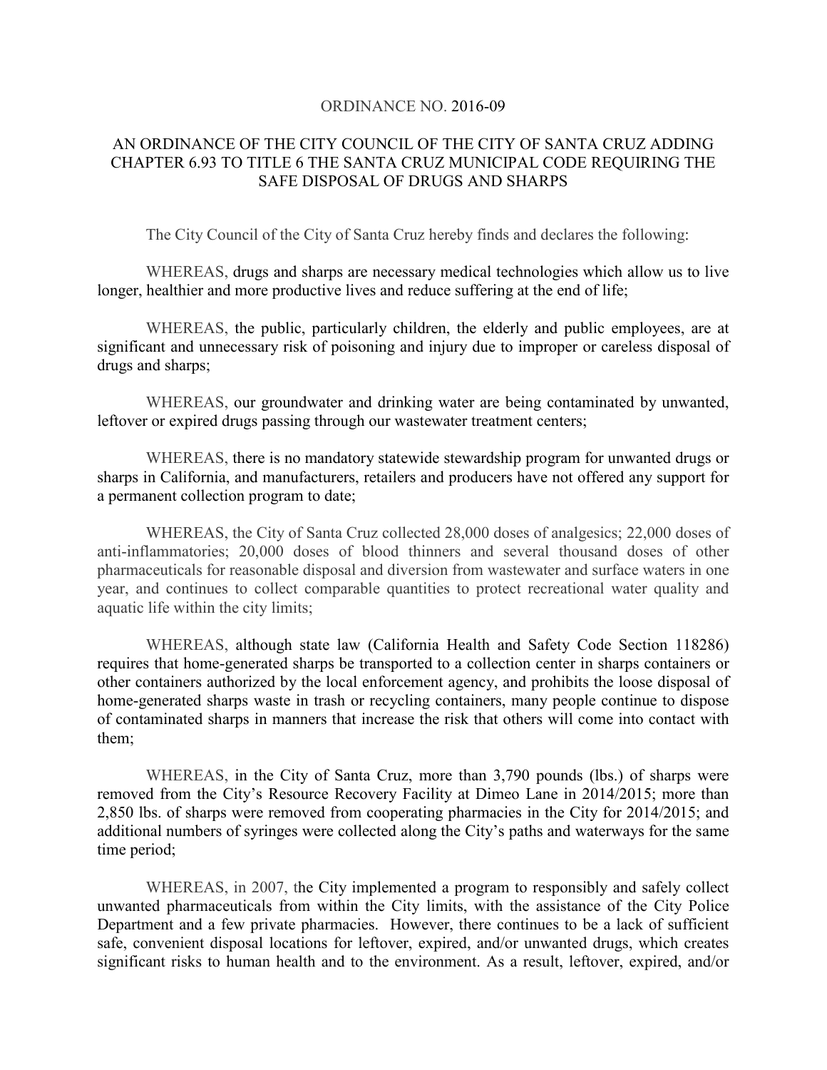# ORDINANCE NO. 2016-09

## AN ORDINANCE OF THE CITY COUNCIL OF THE CITY OF SANTA CRUZ ADDING CHAPTER 6.93 TO TITLE 6 THE SANTA CRUZ MUNICIPAL CODE REQUIRING THE SAFE DISPOSAL OF DRUGS AND SHARPS

The City Council of the City of Santa Cruz hereby finds and declares the following:

WHEREAS, drugs and sharps are necessary medical technologies which allow us to live longer, healthier and more productive lives and reduce suffering at the end of life;

WHEREAS, the public, particularly children, the elderly and public employees, are at significant and unnecessary risk of poisoning and injury due to improper or careless disposal of drugs and sharps;

WHEREAS, our groundwater and drinking water are being contaminated by unwanted, leftover or expired drugs passing through our wastewater treatment centers;

WHEREAS, there is no mandatory statewide stewardship program for unwanted drugs or sharps in California, and manufacturers, retailers and producers have not offered any support for a permanent collection program to date;

WHEREAS, the City of Santa Cruz collected 28,000 doses of analgesics; 22,000 doses of anti-inflammatories; 20,000 doses of blood thinners and several thousand doses of other pharmaceuticals for reasonable disposal and diversion from wastewater and surface waters in one year, and continues to collect comparable quantities to protect recreational water quality and aquatic life within the city limits;

WHEREAS, although state law (California Health and Safety Code Section 118286) requires that home-generated sharps be transported to a collection center in sharps containers or other containers authorized by the local enforcement agency, and prohibits the loose disposal of home-generated sharps waste in trash or recycling containers, many people continue to dispose of contaminated sharps in manners that increase the risk that others will come into contact with them;

WHEREAS, in the City of Santa Cruz, more than 3,790 pounds (lbs.) of sharps were removed from the City's Resource Recovery Facility at Dimeo Lane in 2014/2015; more than 2,850 lbs. of sharps were removed from cooperating pharmacies in the City for 2014/2015; and additional numbers of syringes were collected along the City's paths and waterways for the same time period;

WHEREAS, in 2007, the City implemented a program to responsibly and safely collect unwanted pharmaceuticals from within the City limits, with the assistance of the City Police Department and a few private pharmacies. However, there continues to be a lack of sufficient safe, convenient disposal locations for leftover, expired, and/or unwanted drugs, which creates significant risks to human health and to the environment. As a result, leftover, expired, and/or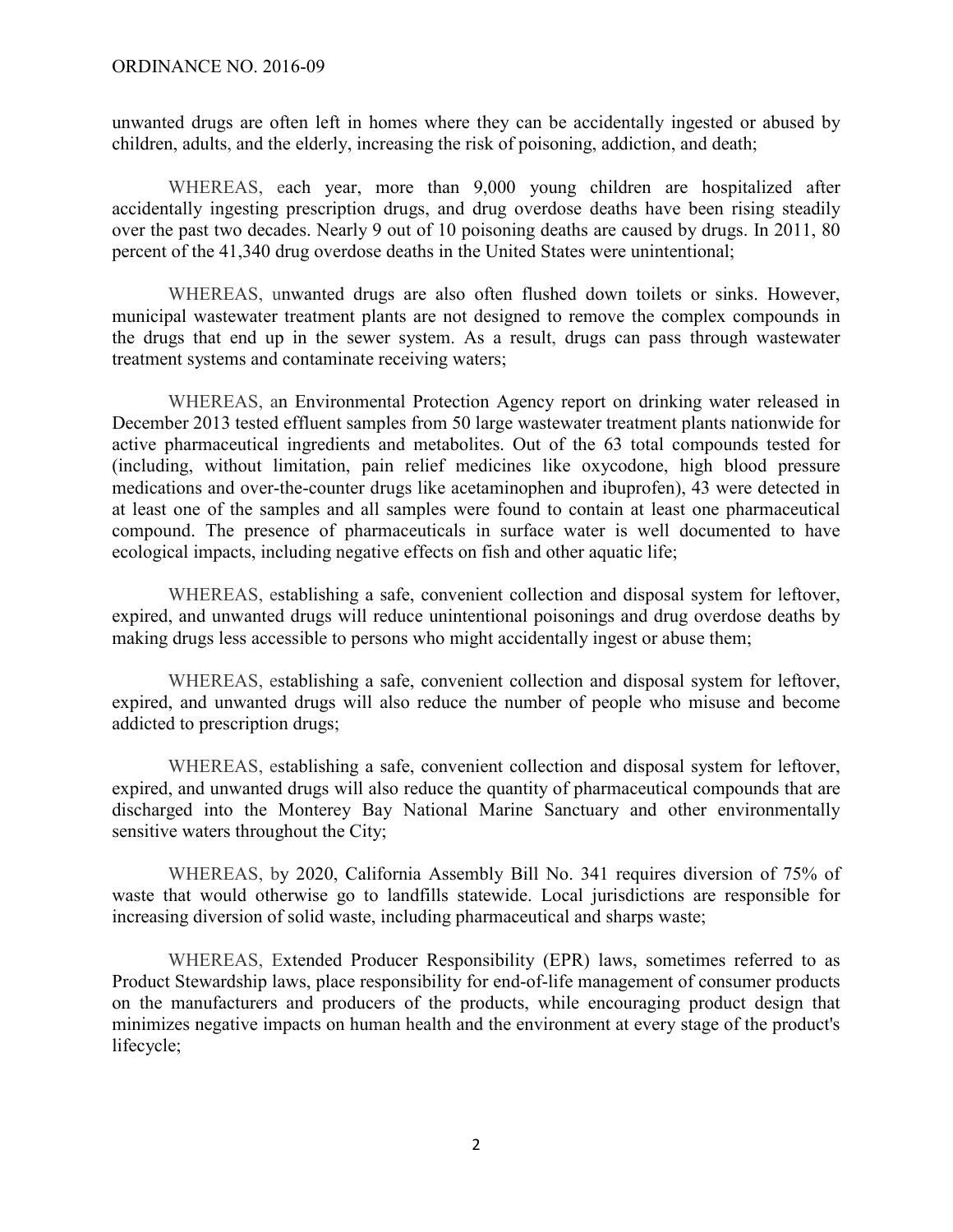unwanted drugs are often left in homes where they can be accidentally ingested or abused by children, adults, and the elderly, increasing the risk of poisoning, addiction, and death;

WHEREAS, each year, more than 9,000 young children are hospitalized after accidentally ingesting prescription drugs, and drug overdose deaths have been rising steadily over the past two decades. Nearly 9 out of 10 poisoning deaths are caused by drugs. In 2011, 80 percent of the 41,340 drug overdose deaths in the United States were unintentional;

WHEREAS, unwanted drugs are also often flushed down toilets or sinks. However, municipal wastewater treatment plants are not designed to remove the complex compounds in the drugs that end up in the sewer system. As a result, drugs can pass through wastewater treatment systems and contaminate receiving waters;

WHEREAS, an Environmental Protection Agency report on drinking water released in December 2013 tested effluent samples from 50 large wastewater treatment plants nationwide for active pharmaceutical ingredients and metabolites. Out of the 63 total compounds tested for (including, without limitation, pain relief medicines like oxycodone, high blood pressure medications and over-the-counter drugs like acetaminophen and ibuprofen), 43 were detected in at least one of the samples and all samples were found to contain at least one pharmaceutical compound. The presence of pharmaceuticals in surface water is well documented to have ecological impacts, including negative effects on fish and other aquatic life;

WHEREAS, establishing a safe, convenient collection and disposal system for leftover, expired, and unwanted drugs will reduce unintentional poisonings and drug overdose deaths by making drugs less accessible to persons who might accidentally ingest or abuse them;

WHEREAS, establishing a safe, convenient collection and disposal system for leftover, expired, and unwanted drugs will also reduce the number of people who misuse and become addicted to prescription drugs;

WHEREAS, establishing a safe, convenient collection and disposal system for leftover, expired, and unwanted drugs will also reduce the quantity of pharmaceutical compounds that are discharged into the Monterey Bay National Marine Sanctuary and other environmentally sensitive waters throughout the City;

WHEREAS, by 2020, California Assembly Bill No. 341 requires diversion of 75% of waste that would otherwise go to landfills statewide. Local jurisdictions are responsible for increasing diversion of solid waste, including pharmaceutical and sharps waste;

WHEREAS, Extended Producer Responsibility (EPR) laws, sometimes referred to as Product Stewardship laws, place responsibility for end-of-life management of consumer products on the manufacturers and producers of the products, while encouraging product design that minimizes negative impacts on human health and the environment at every stage of the product's lifecycle;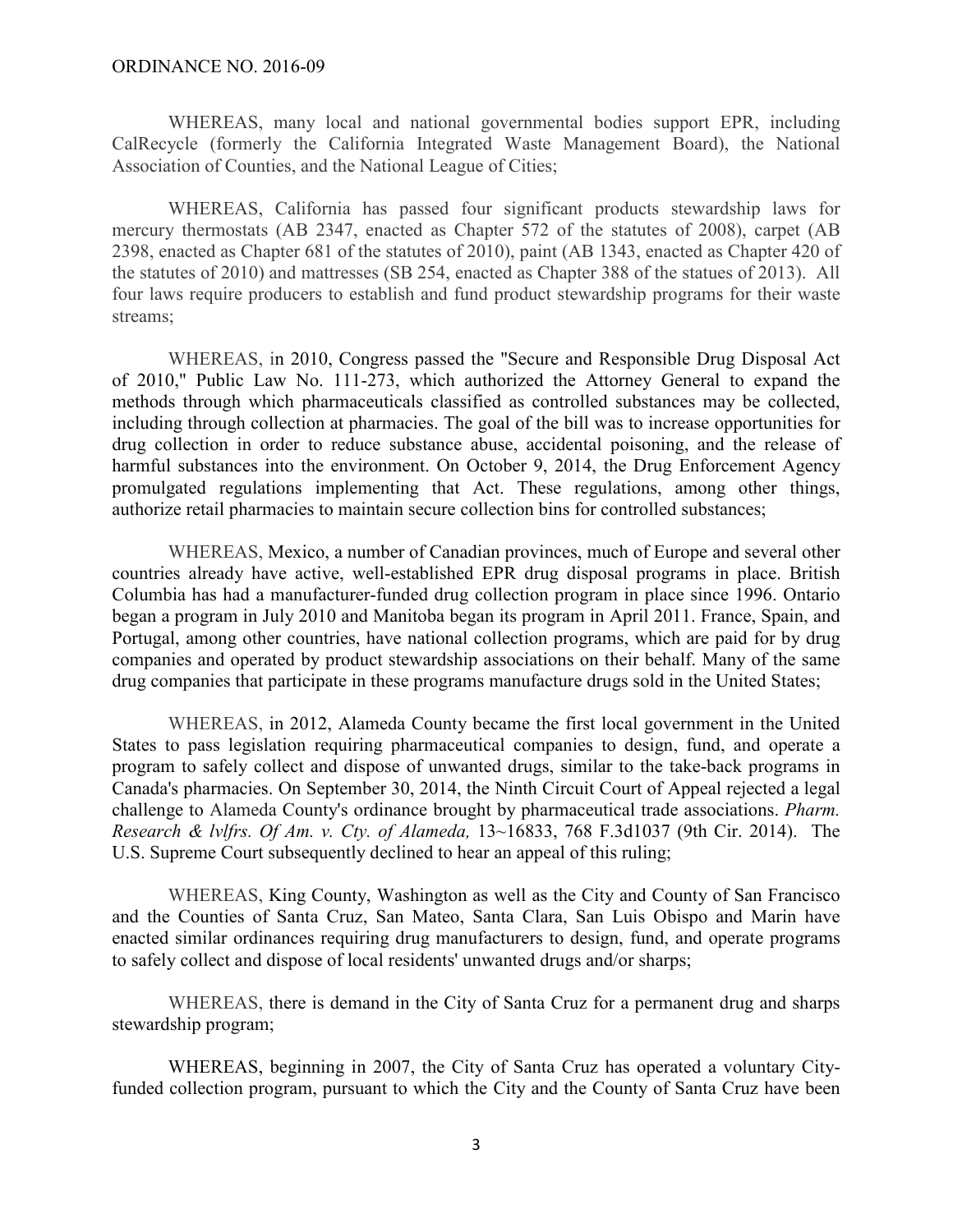WHEREAS, many local and national governmental bodies support EPR, including CalRecycle (formerly the California Integrated Waste Management Board), the National Association of Counties, and the National League of Cities;

WHEREAS, California has passed four significant products stewardship laws for mercury thermostats (AB 2347, enacted as Chapter 572 of the statutes of 2008), carpet (AB 2398, enacted as Chapter 681 of the statutes of 2010), paint (AB 1343, enacted as Chapter 420 of the statutes of 2010) and mattresses (SB 254, enacted as Chapter 388 of the statues of 2013). All four laws require producers to establish and fund product stewardship programs for their waste streams;

WHEREAS, in 2010, Congress passed the "Secure and Responsible Drug Disposal Act of 2010," Public Law No. 111-273, which authorized the Attorney General to expand the methods through which pharmaceuticals classified as controlled substances may be collected, including through collection at pharmacies. The goal of the bill was to increase opportunities for drug collection in order to reduce substance abuse, accidental poisoning, and the release of harmful substances into the environment. On October 9, 2014, the Drug Enforcement Agency promulgated regulations implementing that Act. These regulations, among other things, authorize retail pharmacies to maintain secure collection bins for controlled substances;

WHEREAS, Mexico, a number of Canadian provinces, much of Europe and several other countries already have active, well-established EPR drug disposal programs in place. British Columbia has had a manufacturer-funded drug collection program in place since 1996. Ontario began a program in July 2010 and Manitoba began its program in April 2011. France, Spain, and Portugal, among other countries, have national collection programs, which are paid for by drug companies and operated by product stewardship associations on their behalf. Many of the same drug companies that participate in these programs manufacture drugs sold in the United States;

WHEREAS, in 2012, Alameda County became the first local government in the United States to pass legislation requiring pharmaceutical companies to design, fund, and operate a program to safely collect and dispose of unwanted drugs, similar to the take-back programs in Canada's pharmacies. On September 30, 2014, the Ninth Circuit Court of Appeal rejected a legal challenge to Alameda County's ordinance brought by pharmaceutical trade associations. *Pharm. Research & lvlfrs. Of Am. v. Cty. of Alameda,* 13~16833, 768 F.3d1037 (9th Cir. 2014). The U.S. Supreme Court subsequently declined to hear an appeal of this ruling;

WHEREAS, King County, Washington as well as the City and County of San Francisco and the Counties of Santa Cruz, San Mateo, Santa Clara, San Luis Obispo and Marin have enacted similar ordinances requiring drug manufacturers to design, fund, and operate programs to safely collect and dispose of local residents' unwanted drugs and/or sharps;

WHEREAS, there is demand in the City of Santa Cruz for a permanent drug and sharps stewardship program;

WHEREAS, beginning in 2007, the City of Santa Cruz has operated a voluntary City-funded collection program, pursuant to which the City and the County of Santa Cruz have been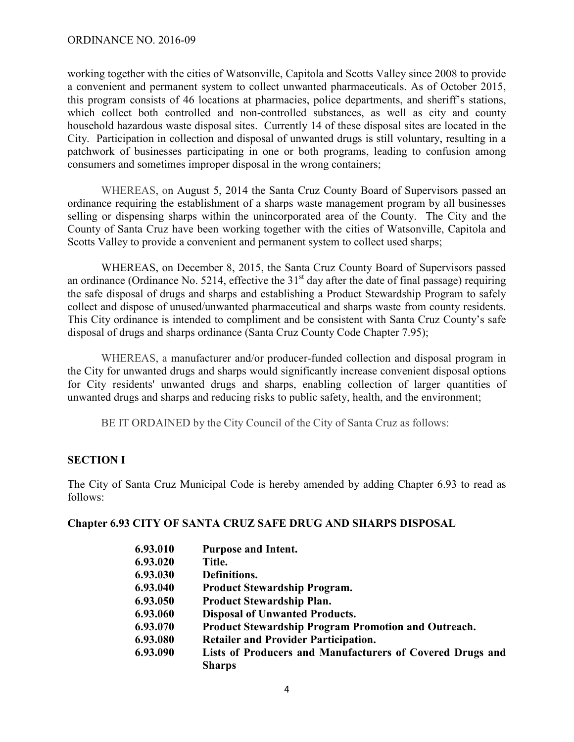working together with the cities of Watsonville, Capitola and Scotts Valley since 2008 to provide a convenient and permanent system to collect unwanted pharmaceuticals. As of October 2015, this program consists of 46 locations at pharmacies, police departments, and sheriff's stations, which collect both controlled and non-controlled substances, as well as city and county household hazardous waste disposal sites. Currently 14 of these disposal sites are located in the City. Participation in collection and disposal of unwanted drugs is still voluntary, resulting in a patchwork of businesses participating in one or both programs, leading to confusion among consumers and sometimes improper disposal in the wrong containers;

WHEREAS, on August 5, 2014 the Santa Cruz County Board of Supervisors passed an ordinance requiring the establishment of a sharps waste management program by all businesses selling or dispensing sharps within the unincorporated area of the County. The City and the County of Santa Cruz have been working together with the cities of Watsonville, Capitola and Scotts Valley to provide a convenient and permanent system to collect used sharps;

WHEREAS, on December 8, 2015, the Santa Cruz County Board of Supervisors passed an ordinance (Ordinance No. 5214, effective the 31st day after the date of final passage) requiring the safe disposal of drugs and sharps and establishing a Product Stewardship Program to safely collect and dispose of unused/unwanted pharmaceutical and sharps waste from county residents. This City ordinance is intended to compliment and be consistent with Santa Cruz County's safe disposal of drugs and sharps ordinance (Santa Cruz County Code Chapter 7.95);

WHEREAS, a manufacturer and/or producer-funded collection and disposal program in the City for unwanted drugs and sharps would significantly increase convenient disposal options for City residents' unwanted drugs and sharps, enabling collection of larger quantities of unwanted drugs and sharps and reducing risks to public safety, health, and the environment;

BE IT ORDAINED by the City Council of the City of Santa Cruz as follows:

## SECTION I

The City of Santa Cruz Municipal Code is hereby amended by adding Chapter 6.93 to read as follows:

### Chapter 6.93 CITY OF SANTA CRUZ SAFE DRUG AND SHARPS DISPOSAL

**6.93.010 Purpose and Intent.**
**6.93.020 Title.**
**6.93.030 Definitions.**
**6.93.040 Product Stewardship Program.**
**6.93.050 Product Stewardship Plan.**
**6.93.060 Disposal of Unwanted Products.**
**6.93.070 Product Stewardship Program Promotion and Outreach.**
**6.93.080 Retailer and Provider Participation.**
**6.93.090 Lists of Producers and Manufacturers of Covered Drugs and Sharps**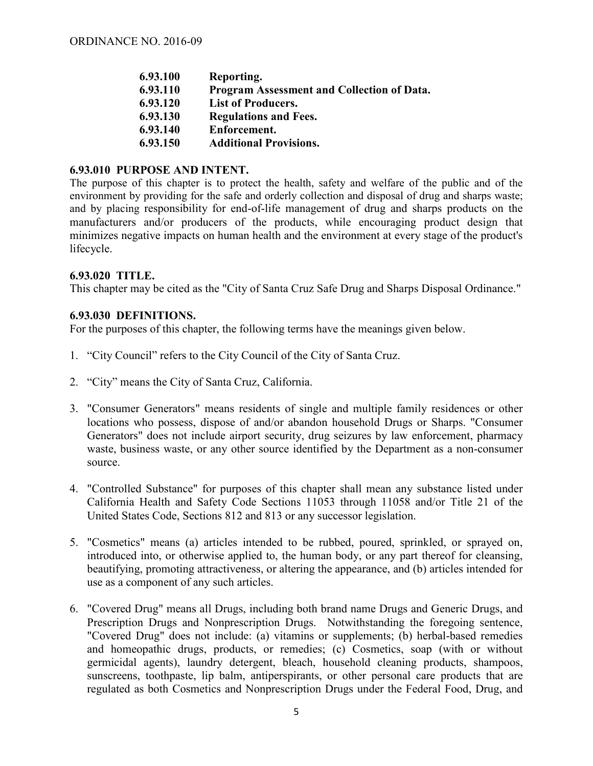| | |
|---|---|
| **6.93.100** | **Reporting.** |
| **6.93.110** | **Program Assessment and Collection of Data.** |
| **6.93.120** | **List of Producers.** |
| **6.93.130** | **Regulations and Fees.** |
| **6.93.140** | **Enforcement.** |
| **6.93.150** | **Additional Provisions.** |

**6.93.010 PURPOSE AND INTENT.**

The purpose of this chapter is to protect the health, safety and welfare of the public and of the environment by providing for the safe and orderly collection and disposal of drug and sharps waste; and by placing responsibility for end-of-life management of drug and sharps products on the manufacturers and/or producers of the products, while encouraging product design that minimizes negative impacts on human health and the environment at every stage of the product's lifecycle.

**6.93.020 TITLE.**

This chapter may be cited as the "City of Santa Cruz Safe Drug and Sharps Disposal Ordinance."

**6.93.030 DEFINITIONS.**

For the purposes of this chapter, the following terms have the meanings given below.

1. "City Council" refers to the City Council of the City of Santa Cruz.

2. "City" means the City of Santa Cruz, California.

3. "Consumer Generators" means residents of single and multiple family residences or other locations who possess, dispose of and/or abandon household Drugs or Sharps. "Consumer Generators" does not include airport security, drug seizures by law enforcement, pharmacy waste, business waste, or any other source identified by the Department as a non-consumer source.

4. "Controlled Substance" for purposes of this chapter shall mean any substance listed under California Health and Safety Code Sections 11053 through 11058 and/or Title 21 of the United States Code, Sections 812 and 813 or any successor legislation.

5. "Cosmetics" means (a) articles intended to be rubbed, poured, sprinkled, or sprayed on, introduced into, or otherwise applied to, the human body, or any part thereof for cleansing, beautifying, promoting attractiveness, or altering the appearance, and (b) articles intended for use as a component of any such articles.

6. "Covered Drug" means all Drugs, including both brand name Drugs and Generic Drugs, and Prescription Drugs and Nonprescription Drugs. Notwithstanding the foregoing sentence, "Covered Drug" does not include: (a) vitamins or supplements; (b) herbal-based remedies and homeopathic drugs, products, or remedies; (c) Cosmetics, soap (with or without germicidal agents), laundry detergent, bleach, household cleaning products, shampoos, sunscreens, toothpaste, lip balm, antiperspirants, or other personal care products that are regulated as both Cosmetics and Nonprescription Drugs under the Federal Food, Drug, and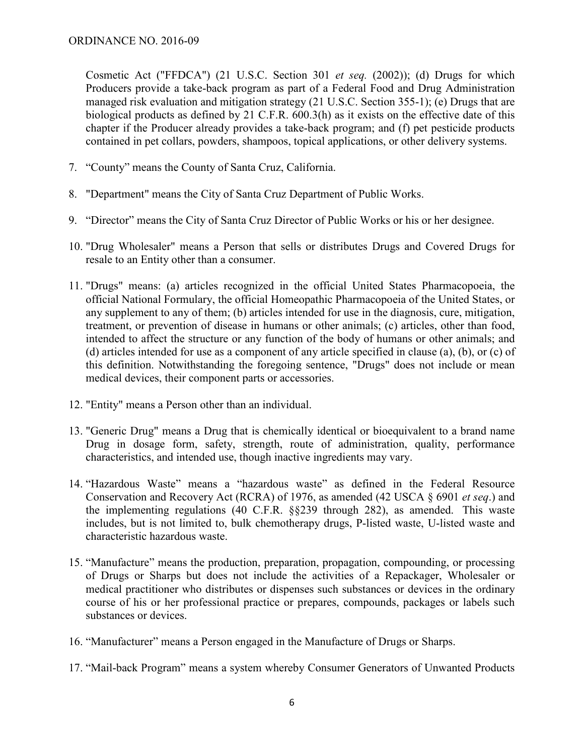Cosmetic Act ("FFDCA") (21 U.S.C. Section 301 *et seq.* (2002)); (d) Drugs for which Producers provide a take-back program as part of a Federal Food and Drug Administration managed risk evaluation and mitigation strategy (21 U.S.C. Section 355-1); (e) Drugs that are biological products as defined by 21 C.F.R. 600.3(h) as it exists on the effective date of this chapter if the Producer already provides a take-back program; and (f) pet pesticide products contained in pet collars, powders, shampoos, topical applications, or other delivery systems.

7. "County" means the County of Santa Cruz, California.

8. "Department" means the City of Santa Cruz Department of Public Works.

9. "Director" means the City of Santa Cruz Director of Public Works or his or her designee.

10. "Drug Wholesaler" means a Person that sells or distributes Drugs and Covered Drugs for resale to an Entity other than a consumer.

11. "Drugs" means: (a) articles recognized in the official United States Pharmacopoeia, the official National Formulary, the official Homeopathic Pharmacopoeia of the United States, or any supplement to any of them; (b) articles intended for use in the diagnosis, cure, mitigation, treatment, or prevention of disease in humans or other animals; (c) articles, other than food, intended to affect the structure or any function of the body of humans or other animals; and (d) articles intended for use as a component of any article specified in clause (a), (b), or (c) of this definition. Notwithstanding the foregoing sentence, "Drugs" does not include or mean medical devices, their component parts or accessories.

12. "Entity" means a Person other than an individual.

13. "Generic Drug" means a Drug that is chemically identical or bioequivalent to a brand name Drug in dosage form, safety, strength, route of administration, quality, performance characteristics, and intended use, though inactive ingredients may vary.

14. "Hazardous Waste" means a "hazardous waste" as defined in the Federal Resource Conservation and Recovery Act (RCRA) of 1976, as amended (42 USCA § 6901 *et seq*.) and the implementing regulations (40 C.F.R. §§239 through 282), as amended. This waste includes, but is not limited to, bulk chemotherapy drugs, P-listed waste, U-listed waste and characteristic hazardous waste.

15. "Manufacture" means the production, preparation, propagation, compounding, or processing of Drugs or Sharps but does not include the activities of a Repackager, Wholesaler or medical practitioner who distributes or dispenses such substances or devices in the ordinary course of his or her professional practice or prepares, compounds, packages or labels such substances or devices.

16. "Manufacturer" means a Person engaged in the Manufacture of Drugs or Sharps.

17. "Mail-back Program" means a system whereby Consumer Generators of Unwanted Products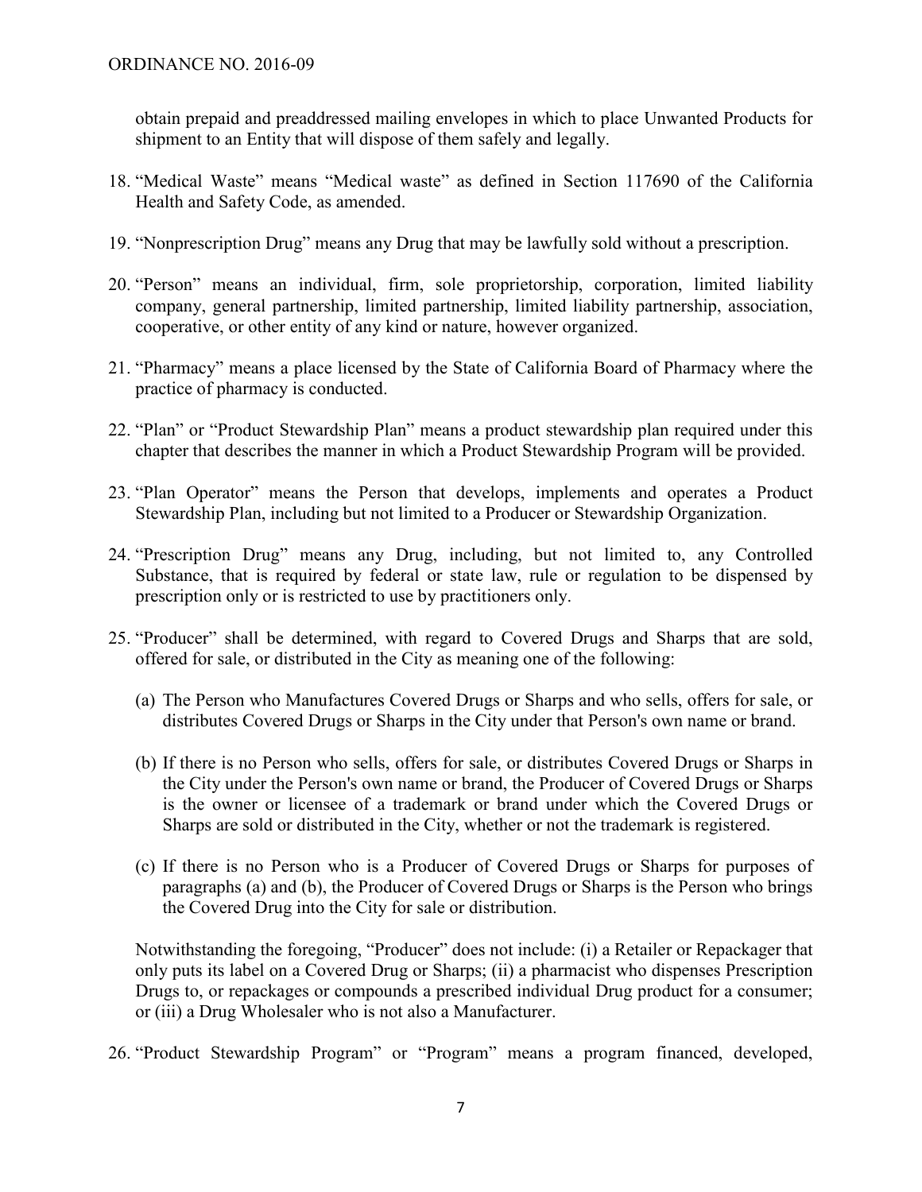obtain prepaid and preaddressed mailing envelopes in which to place Unwanted Products for shipment to an Entity that will dispose of them safely and legally.

18. "Medical Waste" means "Medical waste" as defined in Section 117690 of the California Health and Safety Code, as amended.

19. "Nonprescription Drug" means any Drug that may be lawfully sold without a prescription.

20. "Person" means an individual, firm, sole proprietorship, corporation, limited liability company, general partnership, limited partnership, limited liability partnership, association, cooperative, or other entity of any kind or nature, however organized.

21. "Pharmacy" means a place licensed by the State of California Board of Pharmacy where the practice of pharmacy is conducted.

22. "Plan" or "Product Stewardship Plan" means a product stewardship plan required under this chapter that describes the manner in which a Product Stewardship Program will be provided.

23. "Plan Operator" means the Person that develops, implements and operates a Product Stewardship Plan, including but not limited to a Producer or Stewardship Organization.

24. "Prescription Drug" means any Drug, including, but not limited to, any Controlled Substance, that is required by federal or state law, rule or regulation to be dispensed by prescription only or is restricted to use by practitioners only.

25. "Producer" shall be determined, with regard to Covered Drugs and Sharps that are sold, offered for sale, or distributed in the City as meaning one of the following:

    (a) The Person who Manufactures Covered Drugs or Sharps and who sells, offers for sale, or distributes Covered Drugs or Sharps in the City under that Person's own name or brand.

    (b) If there is no Person who sells, offers for sale, or distributes Covered Drugs or Sharps in the City under the Person's own name or brand, the Producer of Covered Drugs or Sharps is the owner or licensee of a trademark or brand under which the Covered Drugs or Sharps are sold or distributed in the City, whether or not the trademark is registered.

    (c) If there is no Person who is a Producer of Covered Drugs or Sharps for purposes of paragraphs (a) and (b), the Producer of Covered Drugs or Sharps is the Person who brings the Covered Drug into the City for sale or distribution.

    Notwithstanding the foregoing, "Producer" does not include: (i) a Retailer or Repackager that only puts its label on a Covered Drug or Sharps; (ii) a pharmacist who dispenses Prescription Drugs to, or repackages or compounds a prescribed individual Drug product for a consumer; or (iii) a Drug Wholesaler who is not also a Manufacturer.

26. "Product Stewardship Program" or "Program" means a program financed, developed,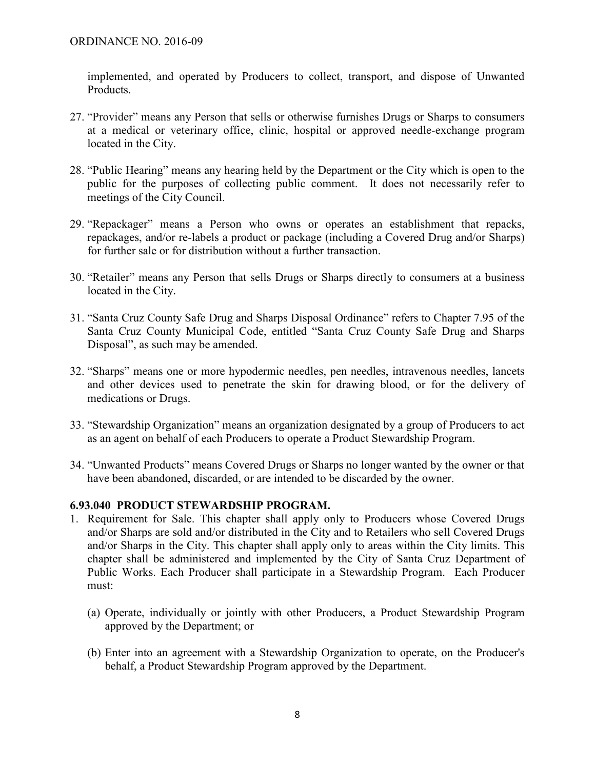implemented, and operated by Producers to collect, transport, and dispose of Unwanted Products.

27. "Provider" means any Person that sells or otherwise furnishes Drugs or Sharps to consumers at a medical or veterinary office, clinic, hospital or approved needle-exchange program located in the City.

28. "Public Hearing" means any hearing held by the Department or the City which is open to the public for the purposes of collecting public comment. It does not necessarily refer to meetings of the City Council.

29. "Repackager" means a Person who owns or operates an establishment that repacks, repackages, and/or re-labels a product or package (including a Covered Drug and/or Sharps) for further sale or for distribution without a further transaction.

30. "Retailer" means any Person that sells Drugs or Sharps directly to consumers at a business located in the City.

31. "Santa Cruz County Safe Drug and Sharps Disposal Ordinance" refers to Chapter 7.95 of the Santa Cruz County Municipal Code, entitled "Santa Cruz County Safe Drug and Sharps Disposal", as such may be amended.

32. "Sharps" means one or more hypodermic needles, pen needles, intravenous needles, lancets and other devices used to penetrate the skin for drawing blood, or for the delivery of medications or Drugs.

33. "Stewardship Organization" means an organization designated by a group of Producers to act as an agent on behalf of each Producers to operate a Product Stewardship Program.

34. "Unwanted Products" means Covered Drugs or Sharps no longer wanted by the owner or that have been abandoned, discarded, or are intended to be discarded by the owner.

**6.93.040 PRODUCT STEWARDSHIP PROGRAM.**

1. Requirement for Sale. This chapter shall apply only to Producers whose Covered Drugs and/or Sharps are sold and/or distributed in the City and to Retailers who sell Covered Drugs and/or Sharps in the City. This chapter shall apply only to areas within the City limits. This chapter shall be administered and implemented by the City of Santa Cruz Department of Public Works. Each Producer shall participate in a Stewardship Program. Each Producer must:

   (a) Operate, individually or jointly with other Producers, a Product Stewardship Program approved by the Department; or

   (b) Enter into an agreement with a Stewardship Organization to operate, on the Producer's behalf, a Product Stewardship Program approved by the Department.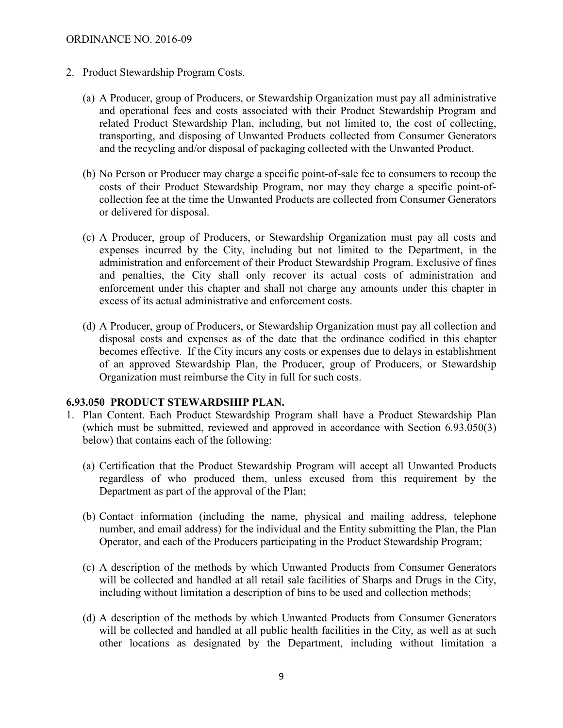2. Product Stewardship Program Costs.

   (a) A Producer, group of Producers, or Stewardship Organization must pay all administrative and operational fees and costs associated with their Product Stewardship Program and related Product Stewardship Plan, including, but not limited to, the cost of collecting, transporting, and disposing of Unwanted Products collected from Consumer Generators and the recycling and/or disposal of packaging collected with the Unwanted Product.

   (b) No Person or Producer may charge a specific point-of-sale fee to consumers to recoup the costs of their Product Stewardship Program, nor may they charge a specific point-of-collection fee at the time the Unwanted Products are collected from Consumer Generators or delivered for disposal.

   (c) A Producer, group of Producers, or Stewardship Organization must pay all costs and expenses incurred by the City, including but not limited to the Department, in the administration and enforcement of their Product Stewardship Program. Exclusive of fines and penalties, the City shall only recover its actual costs of administration and enforcement under this chapter and shall not charge any amounts under this chapter in excess of its actual administrative and enforcement costs.

   (d) A Producer, group of Producers, or Stewardship Organization must pay all collection and disposal costs and expenses as of the date that the ordinance codified in this chapter becomes effective. If the City incurs any costs or expenses due to delays in establishment of an approved Stewardship Plan, the Producer, group of Producers, or Stewardship Organization must reimburse the City in full for such costs.

**6.93.050 PRODUCT STEWARDSHIP PLAN.**

1. Plan Content. Each Product Stewardship Program shall have a Product Stewardship Plan (which must be submitted, reviewed and approved in accordance with Section 6.93.050(3) below) that contains each of the following:

   (a) Certification that the Product Stewardship Program will accept all Unwanted Products regardless of who produced them, unless excused from this requirement by the Department as part of the approval of the Plan;

   (b) Contact information (including the name, physical and mailing address, telephone number, and email address) for the individual and the Entity submitting the Plan, the Plan Operator, and each of the Producers participating in the Product Stewardship Program;

   (c) A description of the methods by which Unwanted Products from Consumer Generators will be collected and handled at all retail sale facilities of Sharps and Drugs in the City, including without limitation a description of bins to be used and collection methods;

   (d) A description of the methods by which Unwanted Products from Consumer Generators will be collected and handled at all public health facilities in the City, as well as at such other locations as designated by the Department, including without limitation a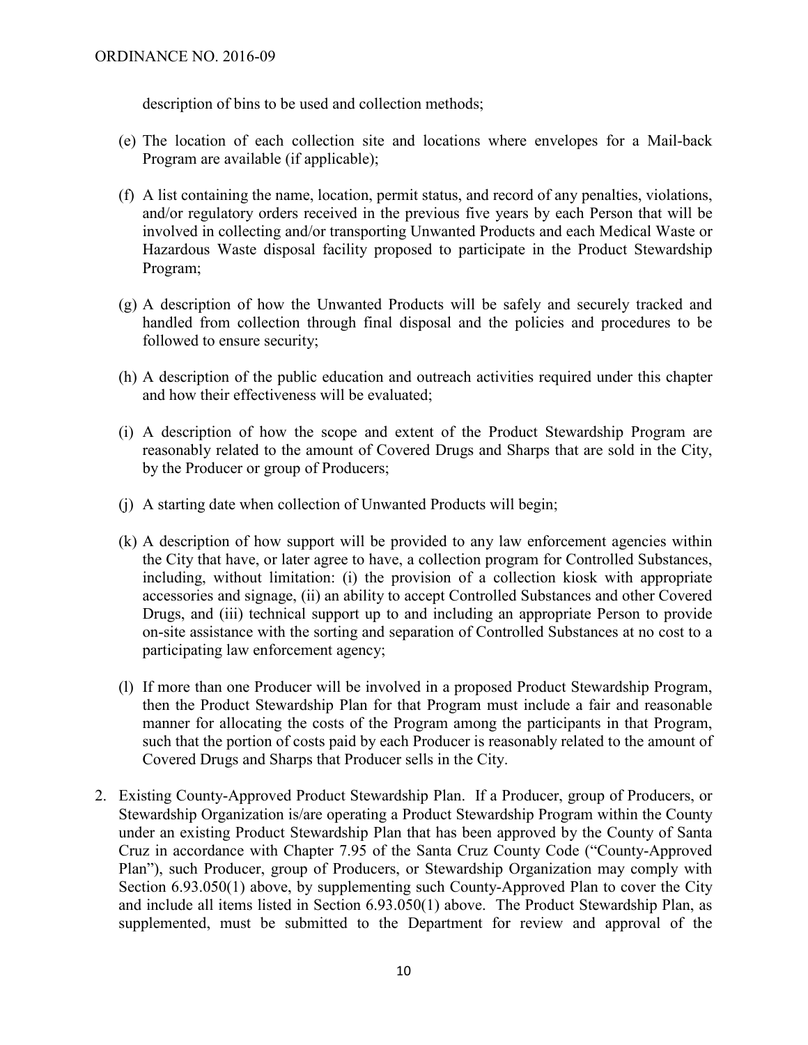description of bins to be used and collection methods;

(e) The location of each collection site and locations where envelopes for a Mail-back Program are available (if applicable);

(f) A list containing the name, location, permit status, and record of any penalties, violations, and/or regulatory orders received in the previous five years by each Person that will be involved in collecting and/or transporting Unwanted Products and each Medical Waste or Hazardous Waste disposal facility proposed to participate in the Product Stewardship Program;

(g) A description of how the Unwanted Products will be safely and securely tracked and handled from collection through final disposal and the policies and procedures to be followed to ensure security;

(h) A description of the public education and outreach activities required under this chapter and how their effectiveness will be evaluated;

(i) A description of how the scope and extent of the Product Stewardship Program are reasonably related to the amount of Covered Drugs and Sharps that are sold in the City, by the Producer or group of Producers;

(j) A starting date when collection of Unwanted Products will begin;

(k) A description of how support will be provided to any law enforcement agencies within the City that have, or later agree to have, a collection program for Controlled Substances, including, without limitation: (i) the provision of a collection kiosk with appropriate accessories and signage, (ii) an ability to accept Controlled Substances and other Covered Drugs, and (iii) technical support up to and including an appropriate Person to provide on-site assistance with the sorting and separation of Controlled Substances at no cost to a participating law enforcement agency;

(l) If more than one Producer will be involved in a proposed Product Stewardship Program, then the Product Stewardship Plan for that Program must include a fair and reasonable manner for allocating the costs of the Program among the participants in that Program, such that the portion of costs paid by each Producer is reasonably related to the amount of Covered Drugs and Sharps that Producer sells in the City.

2. Existing County-Approved Product Stewardship Plan. If a Producer, group of Producers, or Stewardship Organization is/are operating a Product Stewardship Program within the County under an existing Product Stewardship Plan that has been approved by the County of Santa Cruz in accordance with Chapter 7.95 of the Santa Cruz County Code ("County-Approved Plan"), such Producer, group of Producers, or Stewardship Organization may comply with Section 6.93.050(1) above, by supplementing such County-Approved Plan to cover the City and include all items listed in Section 6.93.050(1) above. The Product Stewardship Plan, as supplemented, must be submitted to the Department for review and approval of the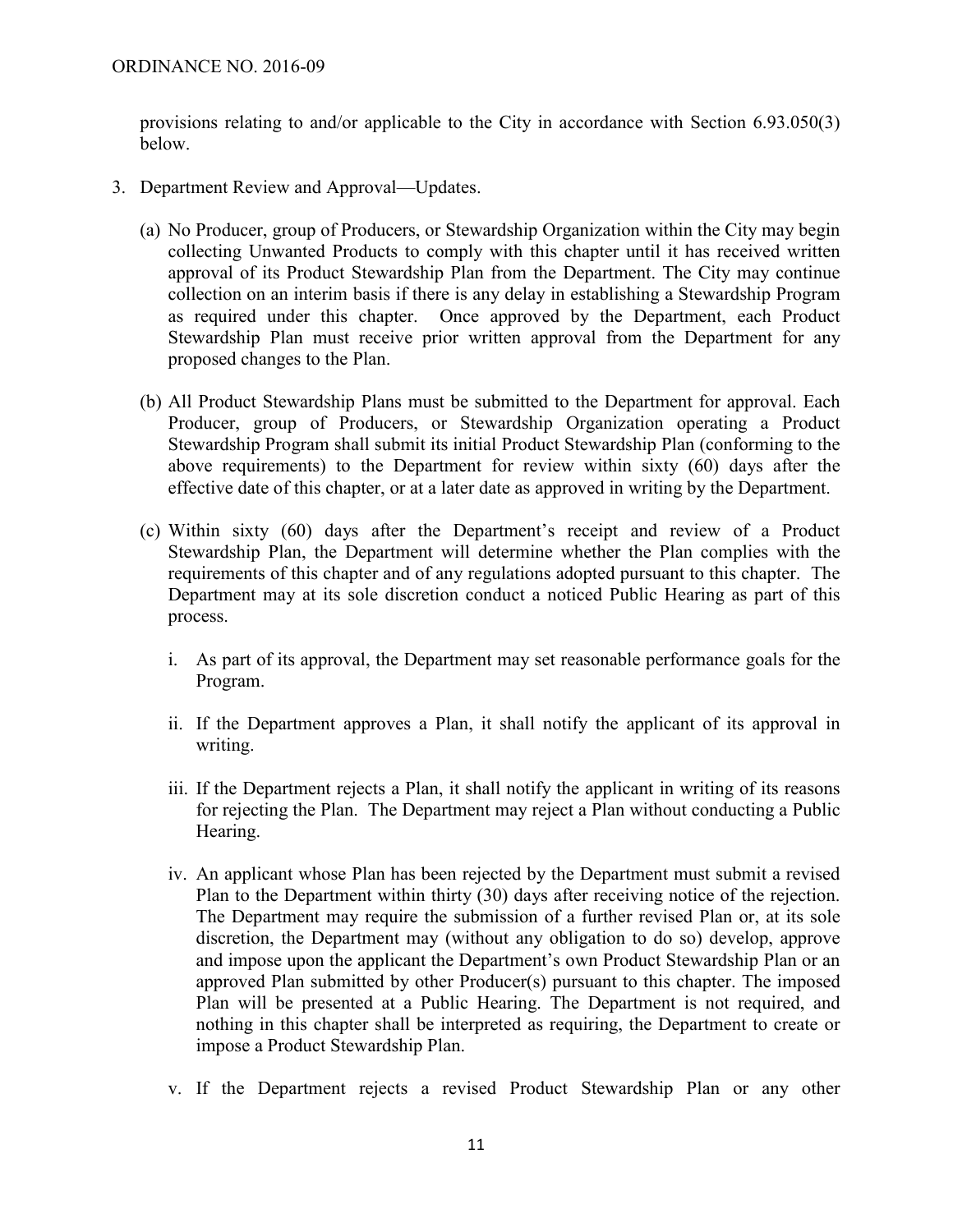provisions relating to and/or applicable to the City in accordance with Section 6.93.050(3) below.

3. Department Review and Approval—Updates.

   (a) No Producer, group of Producers, or Stewardship Organization within the City may begin collecting Unwanted Products to comply with this chapter until it has received written approval of its Product Stewardship Plan from the Department. The City may continue collection on an interim basis if there is any delay in establishing a Stewardship Program as required under this chapter. Once approved by the Department, each Product Stewardship Plan must receive prior written approval from the Department for any proposed changes to the Plan.

   (b) All Product Stewardship Plans must be submitted to the Department for approval. Each Producer, group of Producers, or Stewardship Organization operating a Product Stewardship Program shall submit its initial Product Stewardship Plan (conforming to the above requirements) to the Department for review within sixty (60) days after the effective date of this chapter, or at a later date as approved in writing by the Department.

   (c) Within sixty (60) days after the Department's receipt and review of a Product Stewardship Plan, the Department will determine whether the Plan complies with the requirements of this chapter and of any regulations adopted pursuant to this chapter. The Department may at its sole discretion conduct a noticed Public Hearing as part of this process.

      i. As part of its approval, the Department may set reasonable performance goals for the Program.

      ii. If the Department approves a Plan, it shall notify the applicant of its approval in writing.

      iii. If the Department rejects a Plan, it shall notify the applicant in writing of its reasons for rejecting the Plan. The Department may reject a Plan without conducting a Public Hearing.

      iv. An applicant whose Plan has been rejected by the Department must submit a revised Plan to the Department within thirty (30) days after receiving notice of the rejection. The Department may require the submission of a further revised Plan or, at its sole discretion, the Department may (without any obligation to do so) develop, approve and impose upon the applicant the Department's own Product Stewardship Plan or an approved Plan submitted by other Producer(s) pursuant to this chapter. The imposed Plan will be presented at a Public Hearing. The Department is not required, and nothing in this chapter shall be interpreted as requiring, the Department to create or impose a Product Stewardship Plan.

      v. If the Department rejects a revised Product Stewardship Plan or any other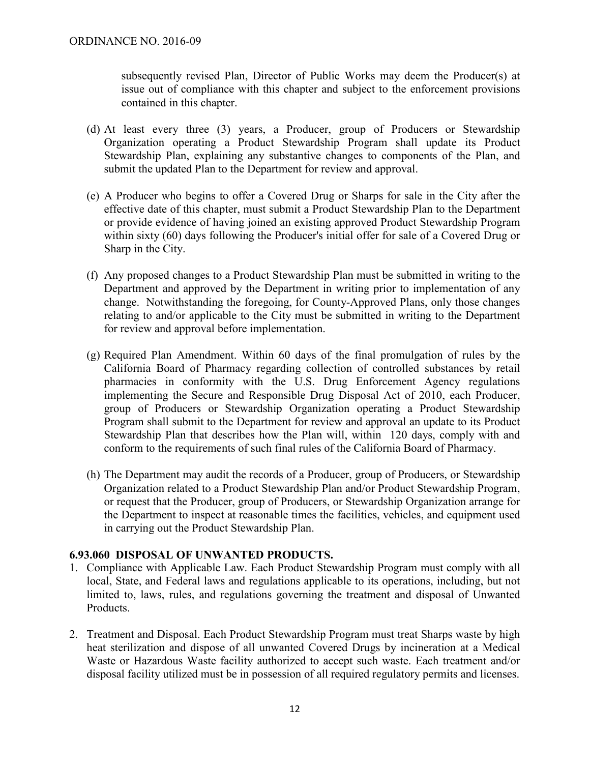subsequently revised Plan, Director of Public Works may deem the Producer(s) at issue out of compliance with this chapter and subject to the enforcement provisions contained in this chapter.

(d) At least every three (3) years, a Producer, group of Producers or Stewardship Organization operating a Product Stewardship Program shall update its Product Stewardship Plan, explaining any substantive changes to components of the Plan, and submit the updated Plan to the Department for review and approval.

(e) A Producer who begins to offer a Covered Drug or Sharps for sale in the City after the effective date of this chapter, must submit a Product Stewardship Plan to the Department or provide evidence of having joined an existing approved Product Stewardship Program within sixty (60) days following the Producer's initial offer for sale of a Covered Drug or Sharp in the City.

(f) Any proposed changes to a Product Stewardship Plan must be submitted in writing to the Department and approved by the Department in writing prior to implementation of any change. Notwithstanding the foregoing, for County-Approved Plans, only those changes relating to and/or applicable to the City must be submitted in writing to the Department for review and approval before implementation.

(g) Required Plan Amendment. Within 60 days of the final promulgation of rules by the California Board of Pharmacy regarding collection of controlled substances by retail pharmacies in conformity with the U.S. Drug Enforcement Agency regulations implementing the Secure and Responsible Drug Disposal Act of 2010, each Producer, group of Producers or Stewardship Organization operating a Product Stewardship Program shall submit to the Department for review and approval an update to its Product Stewardship Plan that describes how the Plan will, within 120 days, comply with and conform to the requirements of such final rules of the California Board of Pharmacy.

(h) The Department may audit the records of a Producer, group of Producers, or Stewardship Organization related to a Product Stewardship Plan and/or Product Stewardship Program, or request that the Producer, group of Producers, or Stewardship Organization arrange for the Department to inspect at reasonable times the facilities, vehicles, and equipment used in carrying out the Product Stewardship Plan.

**6.93.060 DISPOSAL OF UNWANTED PRODUCTS.**

1. Compliance with Applicable Law. Each Product Stewardship Program must comply with all local, State, and Federal laws and regulations applicable to its operations, including, but not limited to, laws, rules, and regulations governing the treatment and disposal of Unwanted Products.

2. Treatment and Disposal. Each Product Stewardship Program must treat Sharps waste by high heat sterilization and dispose of all unwanted Covered Drugs by incineration at a Medical Waste or Hazardous Waste facility authorized to accept such waste. Each treatment and/or disposal facility utilized must be in possession of all required regulatory permits and licenses.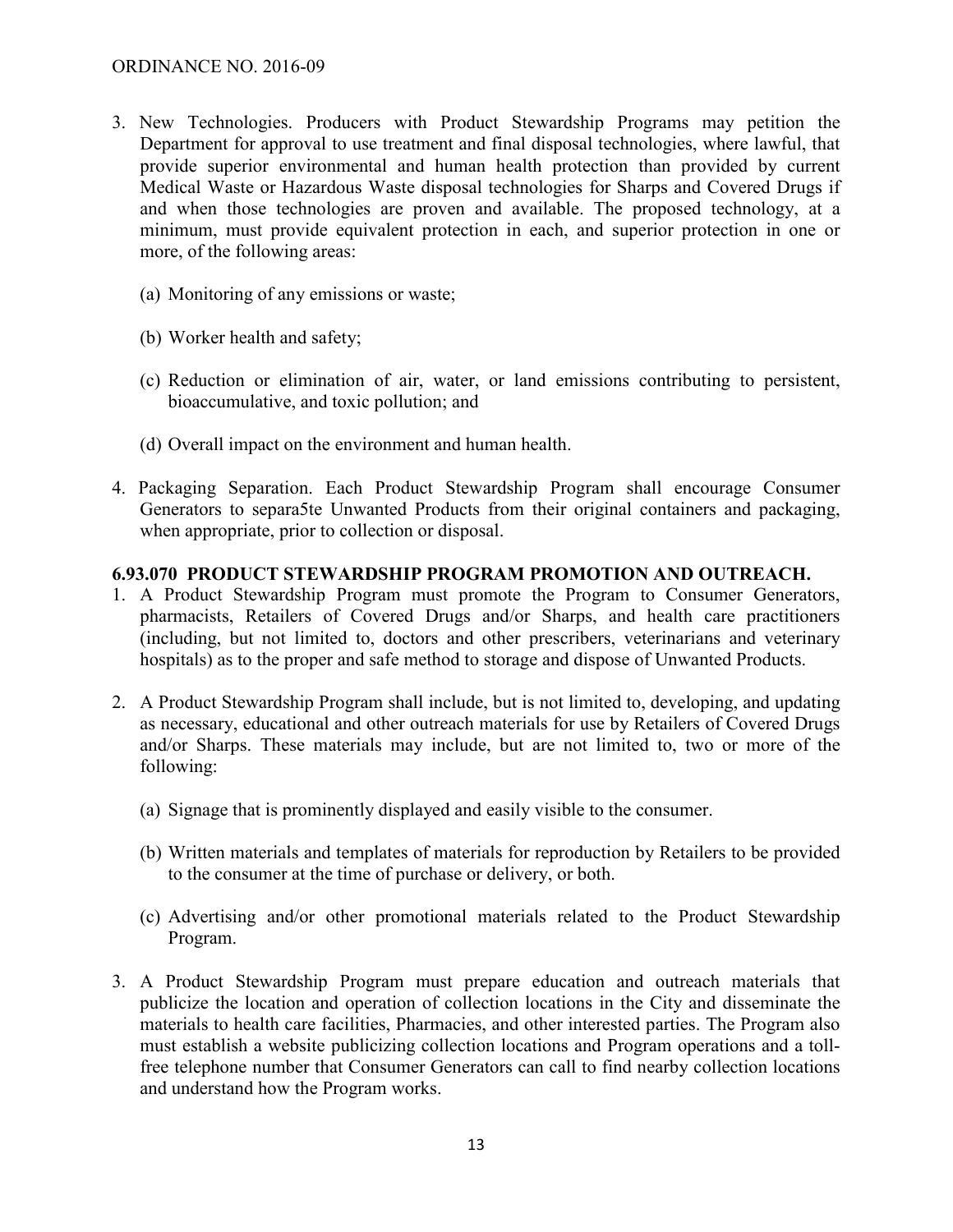3. New Technologies. Producers with Product Stewardship Programs may petition the Department for approval to use treatment and final disposal technologies, where lawful, that provide superior environmental and human health protection than provided by current Medical Waste or Hazardous Waste disposal technologies for Sharps and Covered Drugs if and when those technologies are proven and available. The proposed technology, at a minimum, must provide equivalent protection in each, and superior protection in one or more, of the following areas:

   (a) Monitoring of any emissions or waste;

   (b) Worker health and safety;

   (c) Reduction or elimination of air, water, or land emissions contributing to persistent, bioaccumulative, and toxic pollution; and

   (d) Overall impact on the environment and human health.

4. Packaging Separation. Each Product Stewardship Program shall encourage Consumer Generators to separa5te Unwanted Products from their original containers and packaging, when appropriate, prior to collection or disposal.

**6.93.070 PRODUCT STEWARDSHIP PROGRAM PROMOTION AND OUTREACH.**

1. A Product Stewardship Program must promote the Program to Consumer Generators, pharmacists, Retailers of Covered Drugs and/or Sharps, and health care practitioners (including, but not limited to, doctors and other prescribers, veterinarians and veterinary hospitals) as to the proper and safe method to storage and dispose of Unwanted Products.

2. A Product Stewardship Program shall include, but is not limited to, developing, and updating as necessary, educational and other outreach materials for use by Retailers of Covered Drugs and/or Sharps. These materials may include, but are not limited to, two or more of the following:

   (a) Signage that is prominently displayed and easily visible to the consumer.

   (b) Written materials and templates of materials for reproduction by Retailers to be provided to the consumer at the time of purchase or delivery, or both.

   (c) Advertising and/or other promotional materials related to the Product Stewardship Program.

3. A Product Stewardship Program must prepare education and outreach materials that publicize the location and operation of collection locations in the City and disseminate the materials to health care facilities, Pharmacies, and other interested parties. The Program also must establish a website publicizing collection locations and Program operations and a toll-free telephone number that Consumer Generators can call to find nearby collection locations and understand how the Program works.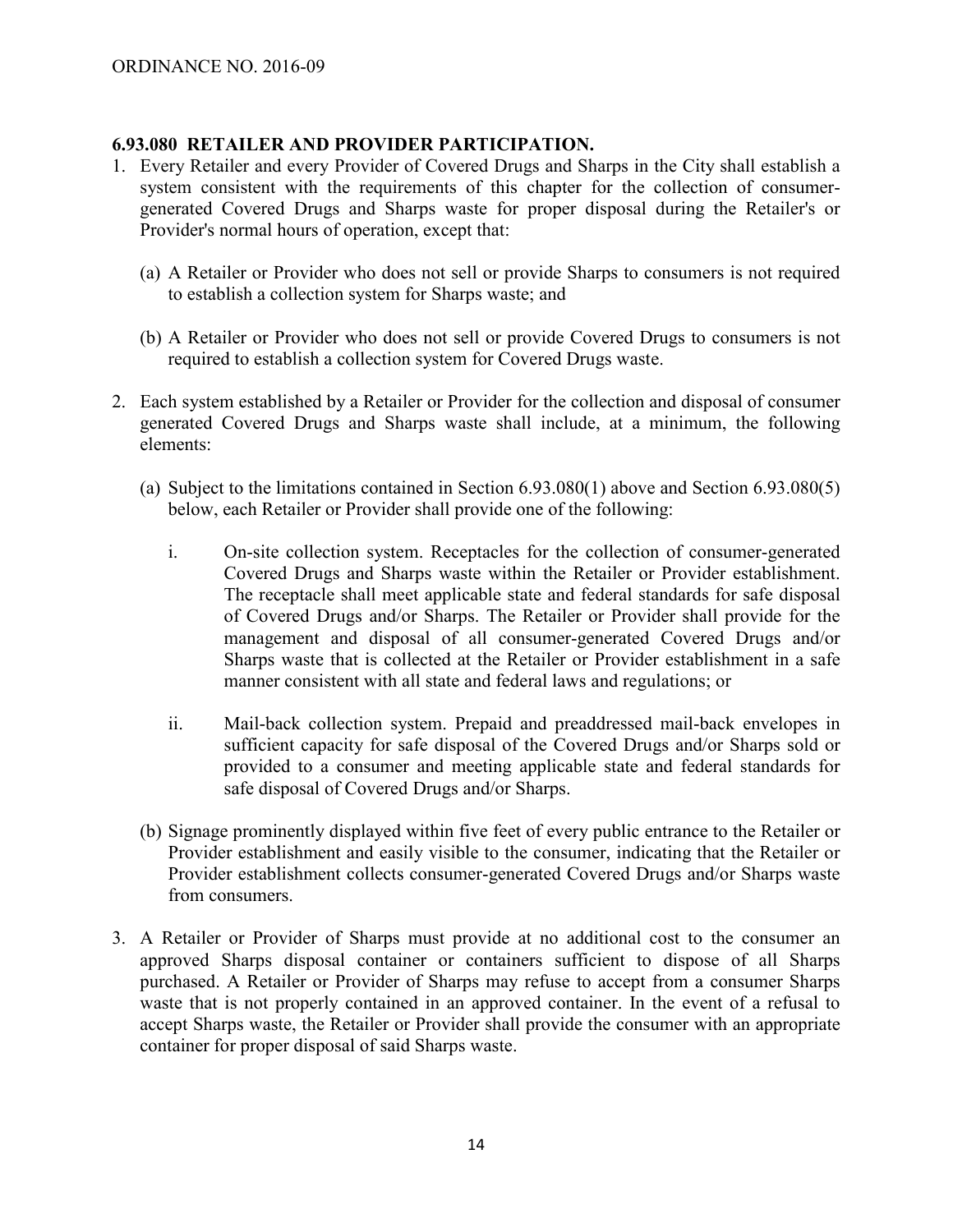### 6.93.080 RETAILER AND PROVIDER PARTICIPATION.

1. Every Retailer and every Provider of Covered Drugs and Sharps in the City shall establish a system consistent with the requirements of this chapter for the collection of consumer-generated Covered Drugs and Sharps waste for proper disposal during the Retailer's or Provider's normal hours of operation, except that:

   (a) A Retailer or Provider who does not sell or provide Sharps to consumers is not required to establish a collection system for Sharps waste; and

   (b) A Retailer or Provider who does not sell or provide Covered Drugs to consumers is not required to establish a collection system for Covered Drugs waste.

2. Each system established by a Retailer or Provider for the collection and disposal of consumer generated Covered Drugs and Sharps waste shall include, at a minimum, the following elements:

   (a) Subject to the limitations contained in Section 6.93.080(1) above and Section 6.93.080(5) below, each Retailer or Provider shall provide one of the following:

      i. On-site collection system. Receptacles for the collection of consumer-generated Covered Drugs and Sharps waste within the Retailer or Provider establishment. The receptacle shall meet applicable state and federal standards for safe disposal of Covered Drugs and/or Sharps. The Retailer or Provider shall provide for the management and disposal of all consumer-generated Covered Drugs and/or Sharps waste that is collected at the Retailer or Provider establishment in a safe manner consistent with all state and federal laws and regulations; or

      ii. Mail-back collection system. Prepaid and preaddressed mail-back envelopes in sufficient capacity for safe disposal of the Covered Drugs and/or Sharps sold or provided to a consumer and meeting applicable state and federal standards for safe disposal of Covered Drugs and/or Sharps.

   (b) Signage prominently displayed within five feet of every public entrance to the Retailer or Provider establishment and easily visible to the consumer, indicating that the Retailer or Provider establishment collects consumer-generated Covered Drugs and/or Sharps waste from consumers.

3. A Retailer or Provider of Sharps must provide at no additional cost to the consumer an approved Sharps disposal container or containers sufficient to dispose of all Sharps purchased. A Retailer or Provider of Sharps may refuse to accept from a consumer Sharps waste that is not properly contained in an approved container. In the event of a refusal to accept Sharps waste, the Retailer or Provider shall provide the consumer with an appropriate container for proper disposal of said Sharps waste.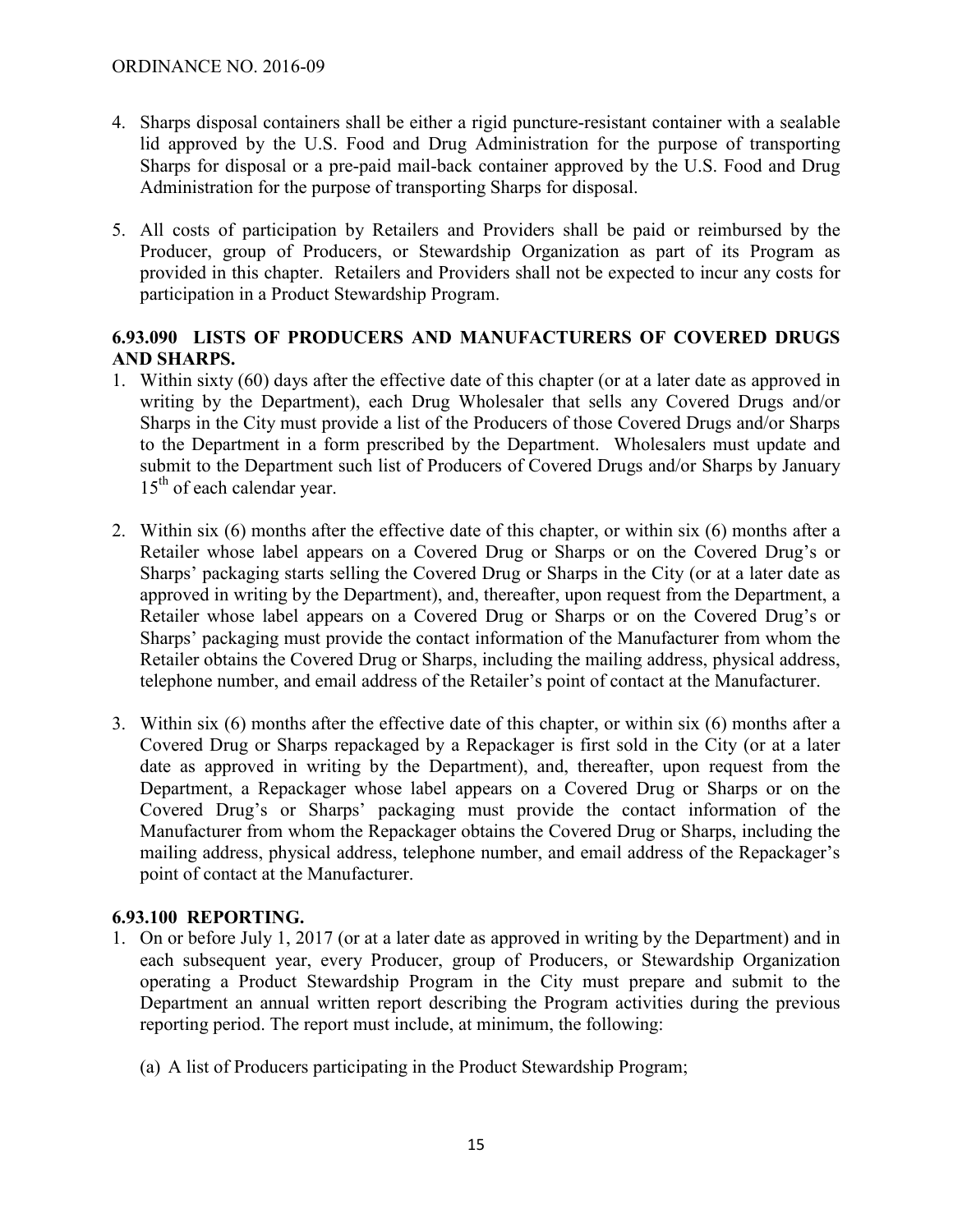4. Sharps disposal containers shall be either a rigid puncture-resistant container with a sealable lid approved by the U.S. Food and Drug Administration for the purpose of transporting Sharps for disposal or a pre-paid mail-back container approved by the U.S. Food and Drug Administration for the purpose of transporting Sharps for disposal.

5. All costs of participation by Retailers and Providers shall be paid or reimbursed by the Producer, group of Producers, or Stewardship Organization as part of its Program as provided in this chapter. Retailers and Providers shall not be expected to incur any costs for participation in a Product Stewardship Program.

**6.93.090 LISTS OF PRODUCERS AND MANUFACTURERS OF COVERED DRUGS AND SHARPS.**

1. Within sixty (60) days after the effective date of this chapter (or at a later date as approved in writing by the Department), each Drug Wholesaler that sells any Covered Drugs and/or Sharps in the City must provide a list of the Producers of those Covered Drugs and/or Sharps to the Department in a form prescribed by the Department. Wholesalers must update and submit to the Department such list of Producers of Covered Drugs and/or Sharps by January 15th of each calendar year.

2. Within six (6) months after the effective date of this chapter, or within six (6) months after a Retailer whose label appears on a Covered Drug or Sharps or on the Covered Drug's or Sharps' packaging starts selling the Covered Drug or Sharps in the City (or at a later date as approved in writing by the Department), and, thereafter, upon request from the Department, a Retailer whose label appears on a Covered Drug or Sharps or on the Covered Drug's or Sharps' packaging must provide the contact information of the Manufacturer from whom the Retailer obtains the Covered Drug or Sharps, including the mailing address, physical address, telephone number, and email address of the Retailer's point of contact at the Manufacturer.

3. Within six (6) months after the effective date of this chapter, or within six (6) months after a Covered Drug or Sharps repackaged by a Repackager is first sold in the City (or at a later date as approved in writing by the Department), and, thereafter, upon request from the Department, a Repackager whose label appears on a Covered Drug or Sharps or on the Covered Drug's or Sharps' packaging must provide the contact information of the Manufacturer from whom the Repackager obtains the Covered Drug or Sharps, including the mailing address, physical address, telephone number, and email address of the Repackager's point of contact at the Manufacturer.

**6.93.100 REPORTING.**

1. On or before July 1, 2017 (or at a later date as approved in writing by the Department) and in each subsequent year, every Producer, group of Producers, or Stewardship Organization operating a Product Stewardship Program in the City must prepare and submit to the Department an annual written report describing the Program activities during the previous reporting period. The report must include, at minimum, the following:

   (a) A list of Producers participating in the Product Stewardship Program;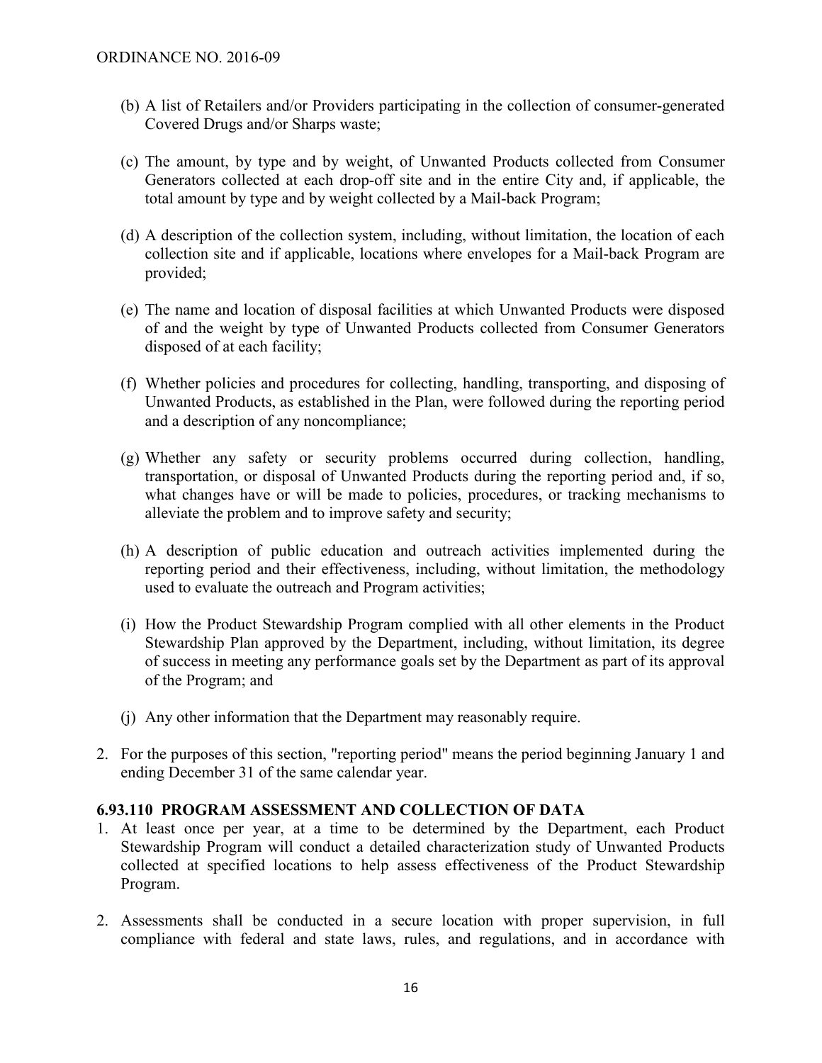(b) A list of Retailers and/or Providers participating in the collection of consumer-generated Covered Drugs and/or Sharps waste;

(c) The amount, by type and by weight, of Unwanted Products collected from Consumer Generators collected at each drop-off site and in the entire City and, if applicable, the total amount by type and by weight collected by a Mail-back Program;

(d) A description of the collection system, including, without limitation, the location of each collection site and if applicable, locations where envelopes for a Mail-back Program are provided;

(e) The name and location of disposal facilities at which Unwanted Products were disposed of and the weight by type of Unwanted Products collected from Consumer Generators disposed of at each facility;

(f) Whether policies and procedures for collecting, handling, transporting, and disposing of Unwanted Products, as established in the Plan, were followed during the reporting period and a description of any noncompliance;

(g) Whether any safety or security problems occurred during collection, handling, transportation, or disposal of Unwanted Products during the reporting period and, if so, what changes have or will be made to policies, procedures, or tracking mechanisms to alleviate the problem and to improve safety and security;

(h) A description of public education and outreach activities implemented during the reporting period and their effectiveness, including, without limitation, the methodology used to evaluate the outreach and Program activities;

(i) How the Product Stewardship Program complied with all other elements in the Product Stewardship Plan approved by the Department, including, without limitation, its degree of success in meeting any performance goals set by the Department as part of its approval of the Program; and

(j) Any other information that the Department may reasonably require.

2. For the purposes of this section, "reporting period" means the period beginning January 1 and ending December 31 of the same calendar year.

**6.93.110 PROGRAM ASSESSMENT AND COLLECTION OF DATA**

1. At least once per year, at a time to be determined by the Department, each Product Stewardship Program will conduct a detailed characterization study of Unwanted Products collected at specified locations to help assess effectiveness of the Product Stewardship Program.

2. Assessments shall be conducted in a secure location with proper supervision, in full compliance with federal and state laws, rules, and regulations, and in accordance with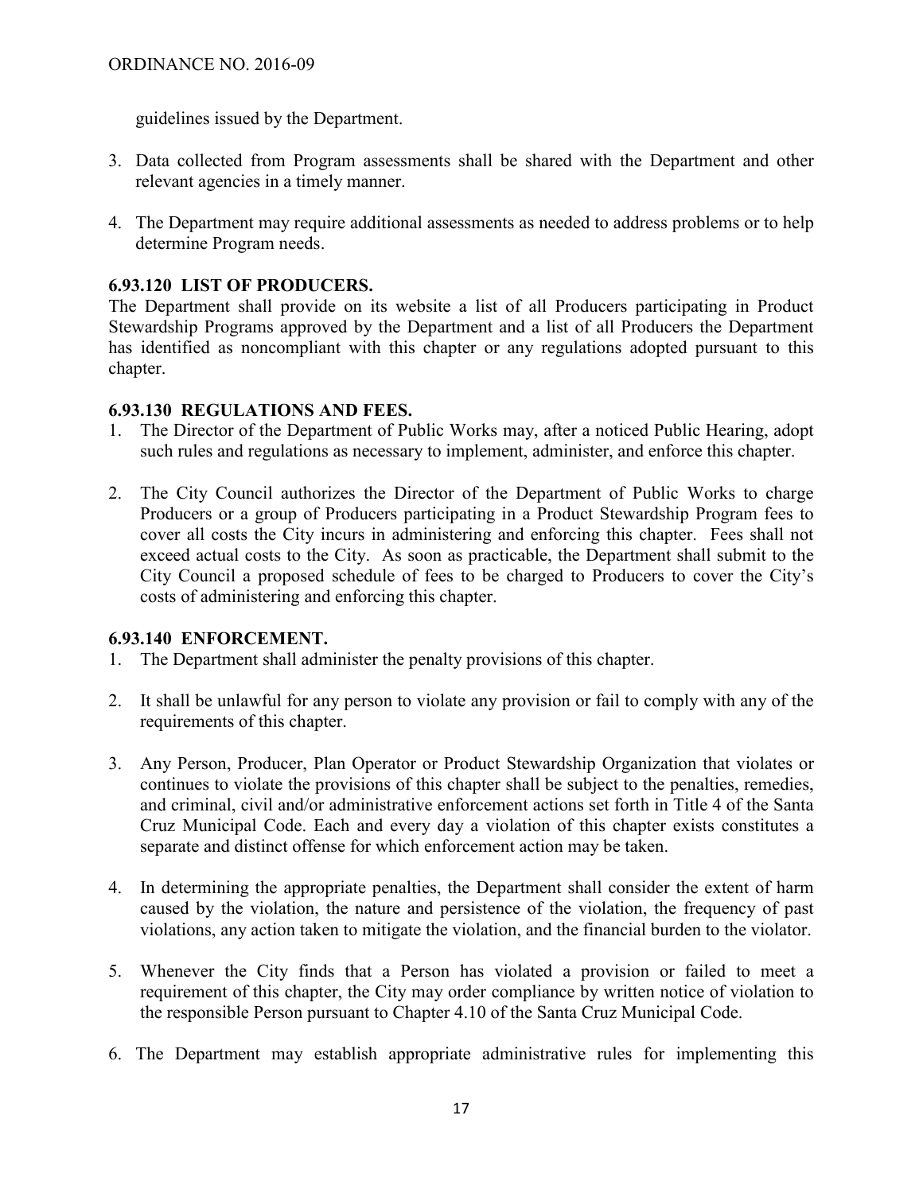guidelines issued by the Department.

3. Data collected from Program assessments shall be shared with the Department and other relevant agencies in a timely manner.

4. The Department may require additional assessments as needed to address problems or to help determine Program needs.

**6.93.120 LIST OF PRODUCERS.**
The Department shall provide on its website a list of all Producers participating in Product Stewardship Programs approved by the Department and a list of all Producers the Department has identified as noncompliant with this chapter or any regulations adopted pursuant to this chapter.

**6.93.130 REGULATIONS AND FEES.**

1. The Director of the Department of Public Works may, after a noticed Public Hearing, adopt such rules and regulations as necessary to implement, administer, and enforce this chapter.

2. The City Council authorizes the Director of the Department of Public Works to charge Producers or a group of Producers participating in a Product Stewardship Program fees to cover all costs the City incurs in administering and enforcing this chapter. Fees shall not exceed actual costs to the City. As soon as practicable, the Department shall submit to the City Council a proposed schedule of fees to be charged to Producers to cover the City's costs of administering and enforcing this chapter.

**6.93.140 ENFORCEMENT.**

1. The Department shall administer the penalty provisions of this chapter.

2. It shall be unlawful for any person to violate any provision or fail to comply with any of the requirements of this chapter.

3. Any Person, Producer, Plan Operator or Product Stewardship Organization that violates or continues to violate the provisions of this chapter shall be subject to the penalties, remedies, and criminal, civil and/or administrative enforcement actions set forth in Title 4 of the Santa Cruz Municipal Code. Each and every day a violation of this chapter exists constitutes a separate and distinct offense for which enforcement action may be taken.

4. In determining the appropriate penalties, the Department shall consider the extent of harm caused by the violation, the nature and persistence of the violation, the frequency of past violations, any action taken to mitigate the violation, and the financial burden to the violator.

5. Whenever the City finds that a Person has violated a provision or failed to meet a requirement of this chapter, the City may order compliance by written notice of violation to the responsible Person pursuant to Chapter 4.10 of the Santa Cruz Municipal Code.

6. The Department may establish appropriate administrative rules for implementing this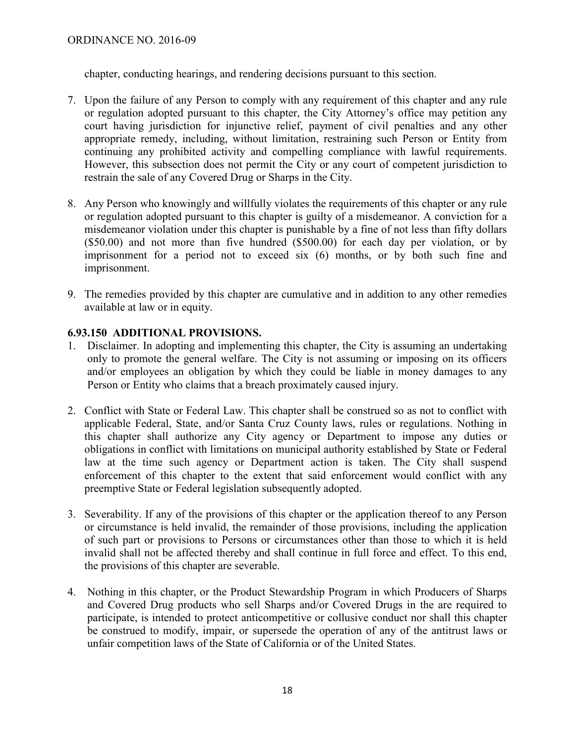chapter, conducting hearings, and rendering decisions pursuant to this section.

7. Upon the failure of any Person to comply with any requirement of this chapter and any rule or regulation adopted pursuant to this chapter, the City Attorney's office may petition any court having jurisdiction for injunctive relief, payment of civil penalties and any other appropriate remedy, including, without limitation, restraining such Person or Entity from continuing any prohibited activity and compelling compliance with lawful requirements. However, this subsection does not permit the City or any court of competent jurisdiction to restrain the sale of any Covered Drug or Sharps in the City.

8. Any Person who knowingly and willfully violates the requirements of this chapter or any rule or regulation adopted pursuant to this chapter is guilty of a misdemeanor. A conviction for a misdemeanor violation under this chapter is punishable by a fine of not less than fifty dollars ($50.00) and not more than five hundred ($500.00) for each day per violation, or by imprisonment for a period not to exceed six (6) months, or by both such fine and imprisonment.

9. The remedies provided by this chapter are cumulative and in addition to any other remedies available at law or in equity.

**6.93.150 ADDITIONAL PROVISIONS.**

1. Disclaimer. In adopting and implementing this chapter, the City is assuming an undertaking only to promote the general welfare. The City is not assuming or imposing on its officers and/or employees an obligation by which they could be liable in money damages to any Person or Entity who claims that a breach proximately caused injury.

2. Conflict with State or Federal Law. This chapter shall be construed so as not to conflict with applicable Federal, State, and/or Santa Cruz County laws, rules or regulations. Nothing in this chapter shall authorize any City agency or Department to impose any duties or obligations in conflict with limitations on municipal authority established by State or Federal law at the time such agency or Department action is taken. The City shall suspend enforcement of this chapter to the extent that said enforcement would conflict with any preemptive State or Federal legislation subsequently adopted.

3. Severability. If any of the provisions of this chapter or the application thereof to any Person or circumstance is held invalid, the remainder of those provisions, including the application of such part or provisions to Persons or circumstances other than those to which it is held invalid shall not be affected thereby and shall continue in full force and effect. To this end, the provisions of this chapter are severable.

4. Nothing in this chapter, or the Product Stewardship Program in which Producers of Sharps and Covered Drug products who sell Sharps and/or Covered Drugs in the are required to participate, is intended to protect anticompetitive or collusive conduct nor shall this chapter be construed to modify, impair, or supersede the operation of any of the antitrust laws or unfair competition laws of the State of California or of the United States.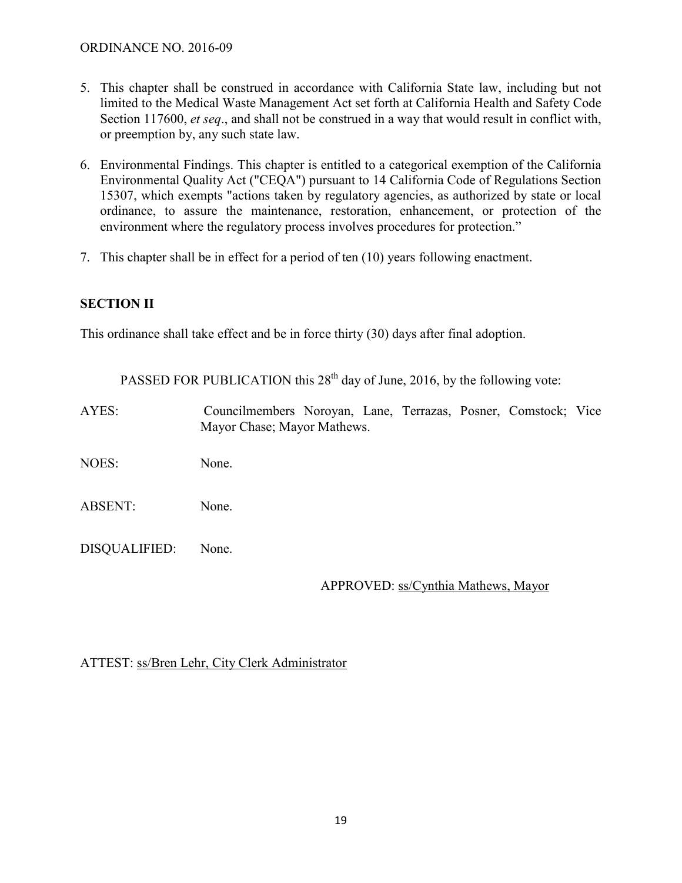5. This chapter shall be construed in accordance with California State law, including but not limited to the Medical Waste Management Act set forth at California Health and Safety Code Section 117600, *et seq*., and shall not be construed in a way that would result in conflict with, or preemption by, any such state law.

6. Environmental Findings. This chapter is entitled to a categorical exemption of the California Environmental Quality Act ("CEQA") pursuant to 14 California Code of Regulations Section 15307, which exempts "actions taken by regulatory agencies, as authorized by state or local ordinance, to assure the maintenance, restoration, enhancement, or protection of the environment where the regulatory process involves procedures for protection."

7. This chapter shall be in effect for a period of ten (10) years following enactment.

**SECTION II**

This ordinance shall take effect and be in force thirty (30) days after final adoption.

PASSED FOR PUBLICATION this 28th day of June, 2016, by the following vote:

AYES: Councilmembers Noroyan, Lane, Terrazas, Posner, Comstock; Vice Mayor Chase; Mayor Mathews.

NOES: None.

ABSENT: None.

DISQUALIFIED: None.

APPROVED: ss/Cynthia Mathews, Mayor

ATTEST: ss/Bren Lehr, City Clerk Administrator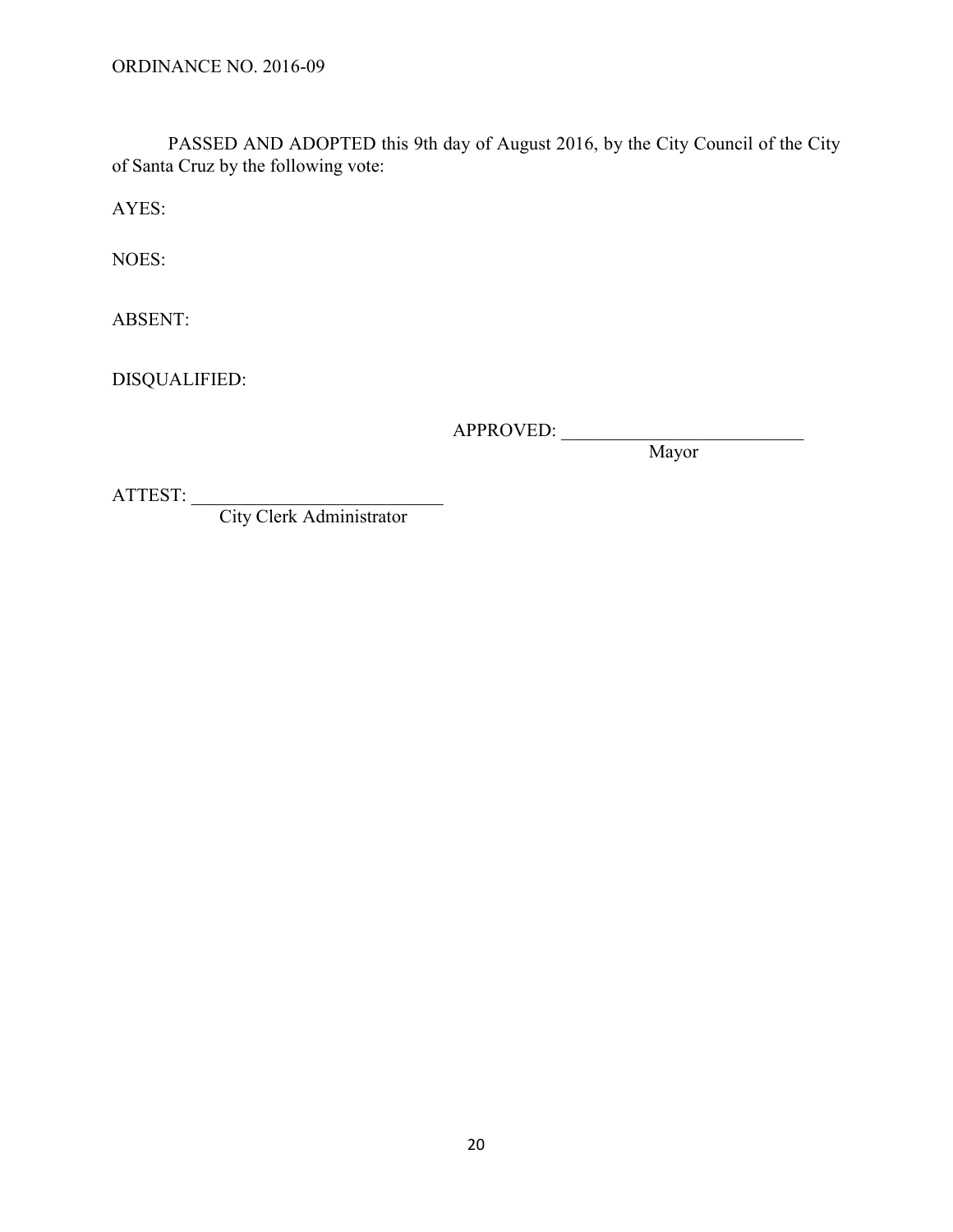ORDINANCE NO. 2016-09

PASSED AND ADOPTED this 9th day of August 2016, by the City Council of the City of Santa Cruz by the following vote:

AYES:

NOES:

ABSENT:

DISQUALIFIED:

APPROVED: ___________________________
Mayor

ATTEST: ___________________________
City Clerk Administrator